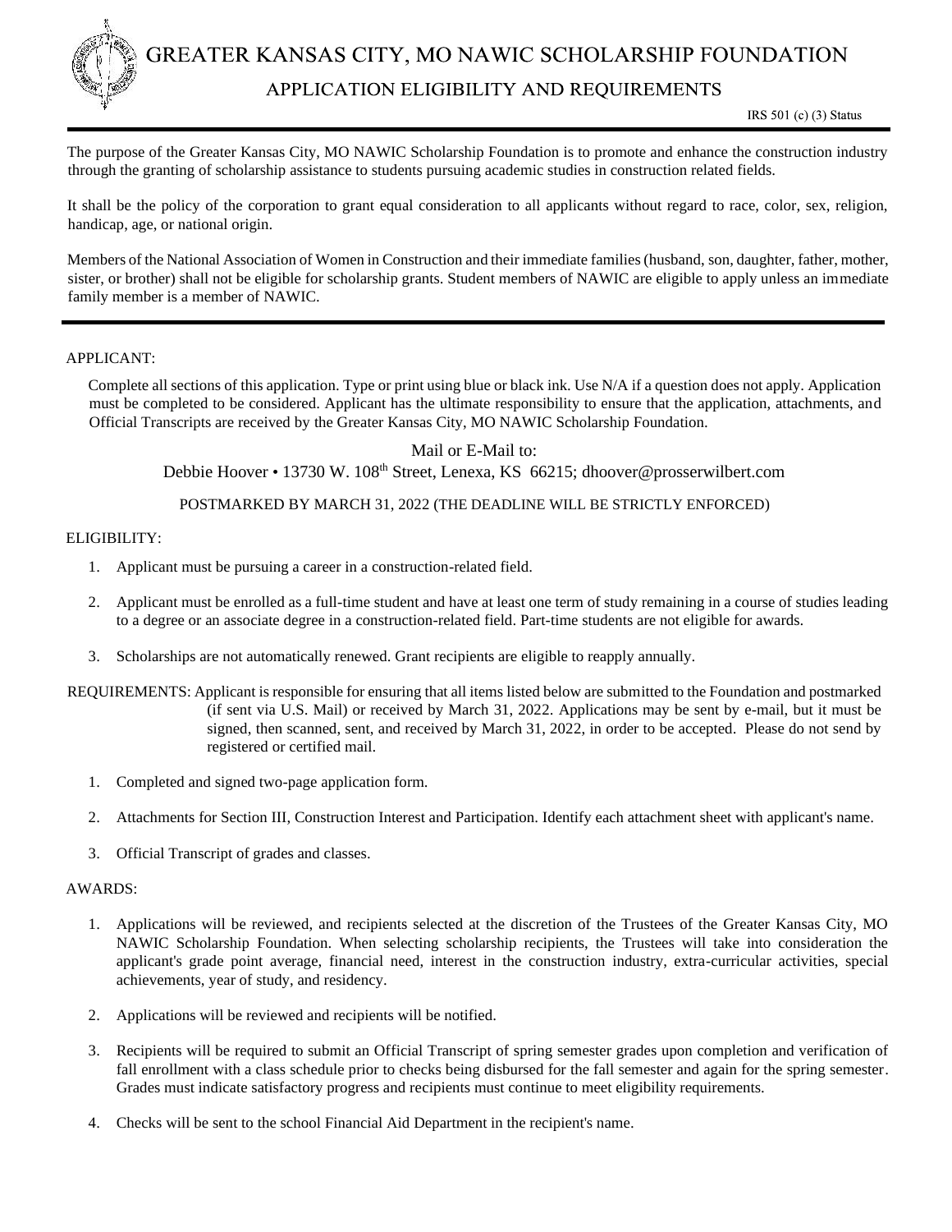# GREATER KANSAS CITY, MO NAWIC SCHOLARSHIP FOUNDATION

## APPLICATION ELIGIBILITY AND REQUIREMENTS

IRS 501 (c) (3) Status

The purpose of the Greater Kansas City, MO NAWIC Scholarship Foundation is to promote and enhance the construction industry through the granting of scholarship assistance to students pursuing academic studies in construction related fields.

It shall be the policy of the corporation to grant equal consideration to all applicants without regard to race, color, sex, religion, handicap, age, or national origin.

Members of the National Association of Women in Construction and their immediate families (husband, son, daughter, father, mother, sister, or brother) shall not be eligible for scholarship grants. Student members of NAWIC are eligible to apply unless an immediate family member is a member of NAWIC.

---

APPLICANT:

Complete all sections of this application. Type or print using blue or black ink. Use N/A if a question does not apply. Application must be completed to be considered. Applicant has the ultimate responsibility to ensure that the application, attachments, and Official Transcripts are received by the Greater Kansas City, MO NAWIC Scholarship Foundation.

Mail or E-Mail to:
Debbie Hoover • 13730 W. 108th Street, Lenexa, KS 66215; dhoover@prosserwilbert.com

POSTMARKED BY MARCH 31, 2022 (THE DEADLINE WILL BE STRICTLY ENFORCED)

ELIGIBILITY:

1. Applicant must be pursuing a career in a construction-related field.
2. Applicant must be enrolled as a full-time student and have at least one term of study remaining in a course of studies leading to a degree or an associate degree in a construction-related field. Part-time students are not eligible for awards.
3. Scholarships are not automatically renewed. Grant recipients are eligible to reapply annually.

REQUIREMENTS: Applicant is responsible for ensuring that all items listed below are submitted to the Foundation and postmarked (if sent via U.S. Mail) or received by March 31, 2022. Applications may be sent by e-mail, but it must be signed, then scanned, sent, and received by March 31, 2022, in order to be accepted. Please do not send by registered or certified mail.

1. Completed and signed two-page application form.
2. Attachments for Section III, Construction Interest and Participation. Identify each attachment sheet with applicant's name.
3. Official Transcript of grades and classes.

AWARDS:

1. Applications will be reviewed, and recipients selected at the discretion of the Trustees of the Greater Kansas City, MO NAWIC Scholarship Foundation. When selecting scholarship recipients, the Trustees will take into consideration the applicant's grade point average, financial need, interest in the construction industry, extra-curricular activities, special achievements, year of study, and residency.
2. Applications will be reviewed and recipients will be notified.
3. Recipients will be required to submit an Official Transcript of spring semester grades upon completion and verification of fall enrollment with a class schedule prior to checks being disbursed for the fall semester and again for the spring semester. Grades must indicate satisfactory progress and recipients must continue to meet eligibility requirements.
4. Checks will be sent to the school Financial Aid Department in the recipient's name.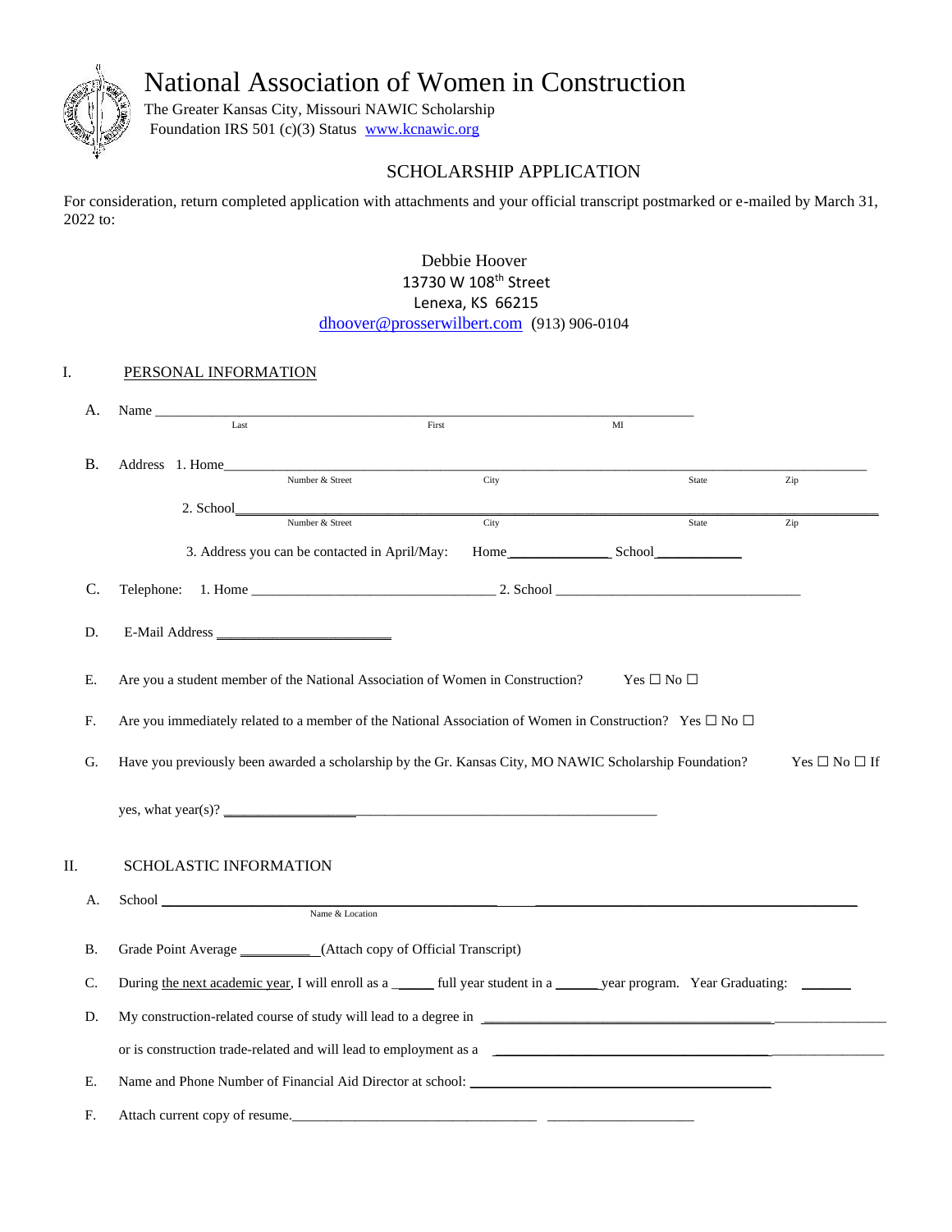# National Association of Women in Construction

The Greater Kansas City, Missouri NAWIC Scholarship
Foundation IRS 501 (c)(3) Status www.kcnawic.org

## SCHOLARSHIP APPLICATION

For consideration, return completed application with attachments and your official transcript postmarked or e-mailed by March 31, 2022 to:

Debbie Hoover
13730 W 108th Street
Lenexa, KS 66215
dhoover@prosserwilbert.com (913) 906-0104

### I. PERSONAL INFORMATION

A. Name ______________________________________________
Last First MI

B. Address 1. Home______________________________________________
Number & Street City State Zip

2. School______________________________________________
Number & Street City State Zip

3. Address you can be contacted in April/May: Home______________ School____________

C. Telephone: 1. Home ______________________ 2. School ______________________

D. E-Mail Address ______________________

E. Are you a student member of the National Association of Women in Construction? Yes ☐ No ☐

F. Are you immediately related to a member of the National Association of Women in Construction? Yes ☐ No ☐

G. Have you previously been awarded a scholarship by the Gr. Kansas City, MO NAWIC Scholarship Foundation? Yes ☐ No ☐ If yes, what year(s)? ______________________

### II. SCHOLASTIC INFORMATION

A. School ______________________________________________
Name & Location

B. Grade Point Average __________(Attach copy of Official Transcript)

C. During the next academic year, I will enroll as a _____ full year student in a ______year program. Year Graduating: ______

D. My construction-related course of study will lead to a degree in ______________________

or is construction trade-related and will lead to employment as a ______________________

E. Name and Phone Number of Financial Aid Director at school: ______________________

F. Attach current copy of resume.______________________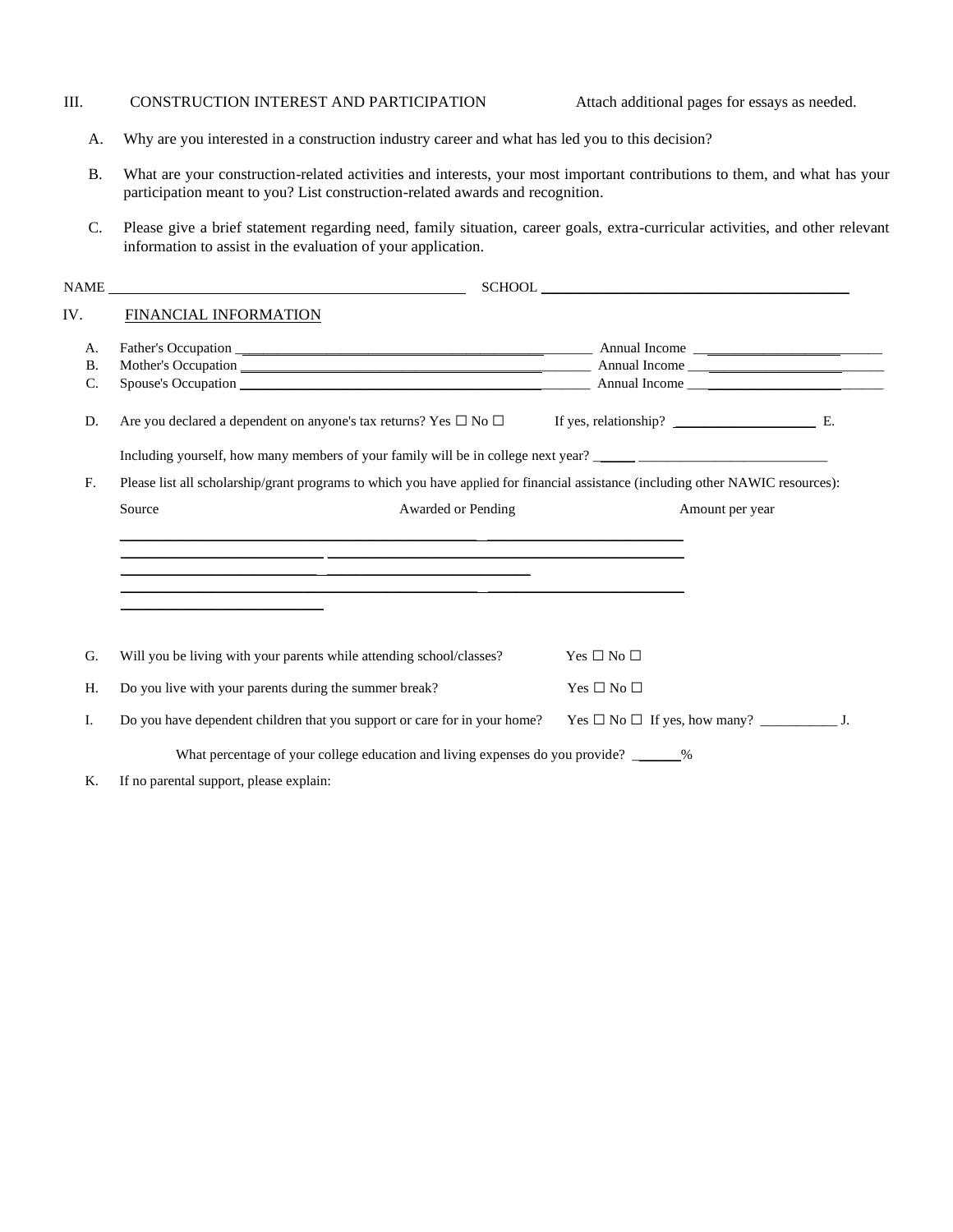## III. CONSTRUCTION INTEREST AND PARTICIPATION

Attach additional pages for essays as needed.

A. Why are you interested in a construction industry career and what has led you to this decision?

B. What are your construction-related activities and interests, your most important contributions to them, and what has your participation meant to you? List construction-related awards and recognition.

C. Please give a brief statement regarding need, family situation, career goals, extra-curricular activities, and other relevant information to assist in the evaluation of your application.

NAME ______________________________ SCHOOL ______________________________

## IV. FINANCIAL INFORMATION

A. Father's Occupation ______________________________ Annual Income ______________

B. Mother's Occupation ______________________________ Annual Income ______________

C. Spouse's Occupation ______________________________ Annual Income ______________

D. Are you declared a dependent on anyone's tax returns? Yes ☐ No ☐ If yes, relationship? ______________

E. Including yourself, how many members of your family will be in college next year? ______

F. Please list all scholarship/grant programs to which you have applied for financial assistance (including other NAWIC resources):

| Source | Awarded or Pending | Amount per year |
|---|---|---|
| | | |
| | | |
| | | |
| | | |
| | | |

G. Will you be living with your parents while attending school/classes? Yes ☐ No ☐

H. Do you live with your parents during the summer break? Yes ☐ No ☐

I. Do you have dependent children that you support or care for in your home? Yes ☐ No ☐ If yes, how many? ___________

J. What percentage of your college education and living expenses do you provide? ______%

K. If no parental support, please explain: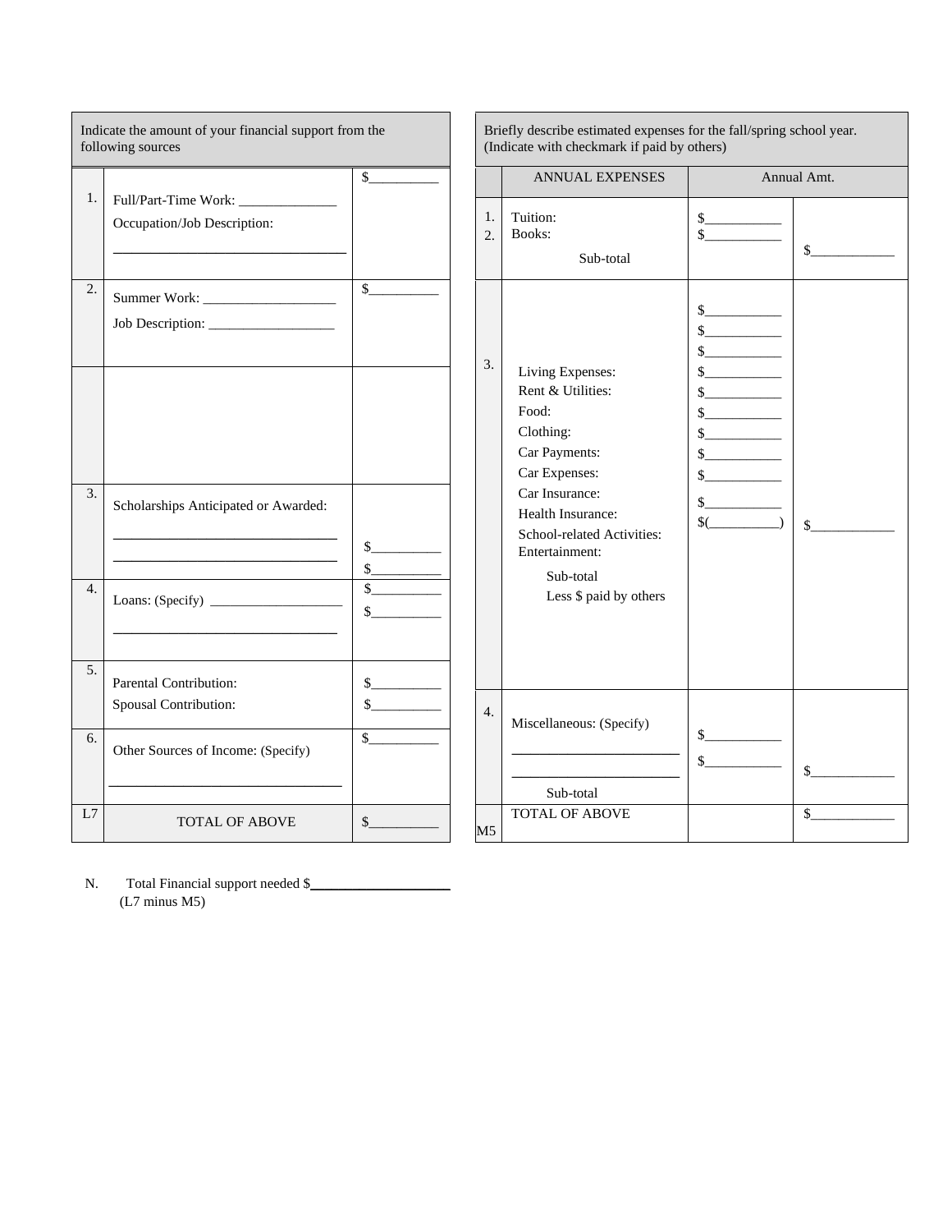| | Indicate the amount of your financial support from the following sources | |
|---|---|---|
| 1. | Full/Part-Time Work: ______________<br>Occupation/Job Description:<br>________________________________ | $__________ |
| 2. | Summer Work: ___________________<br>Job Description: __________________ | $__________ |
| | | |
| 3. | Scholarships Anticipated or Awarded:<br>_______________________________<br>_______________________________ | $__________<br>$__________ |
| 4. | Loans: (Specify) ___________________<br>_______________________________ | $__________<br>$__________ |
| 5. | Parental Contribution:<br>Spousal Contribution: | $__________<br>$__________ |
| 6. | Other Sources of Income: (Specify)<br>________________________________ | $__________ |
| L7 | TOTAL OF ABOVE | $__________ |

| | Briefly describe estimated expenses for the fall/spring school year. (Indicate with checkmark if paid by others) | | |
|---|---|---|---|
| | ANNUAL EXPENSES | Annual Amt. | |
| 1.<br>2. | Tuition:<br>Books:<br>Sub-total | $___________<br>$___________ | $____________ |
| 3. | Living Expenses:<br>Rent & Utilities:<br>Food:<br>Clothing:<br>Car Payments:<br>Car Expenses:<br>Car Insurance:<br>Health Insurance:<br>School-related Activities:<br>Entertainment:<br>Sub-total<br>Less $ paid by others | $___________<br>$___________<br>$___________<br>$___________<br>$___________<br>$___________<br>$___________<br>$___________<br>$___________<br>$___________<br>$(__________) | $____________ |
| 4. | Miscellaneous: (Specify)<br>________________________<br>________________________<br>Sub-total | $___________<br>$___________ | $____________ |
| M5 | TOTAL OF ABOVE | | $____________ |

N. Total Financial support needed $____________________
(L7 minus M5)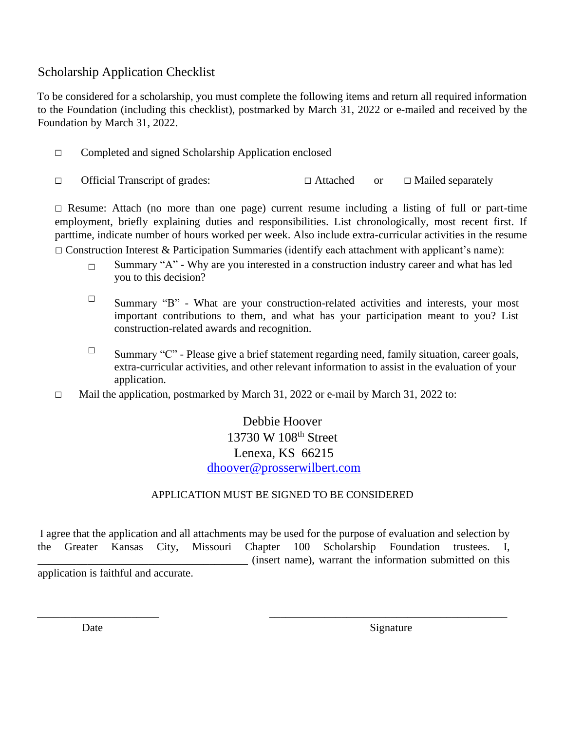## Scholarship Application Checklist

To be considered for a scholarship, you must complete the following items and return all required information to the Foundation (including this checklist), postmarked by March 31, 2022 or e-mailed and received by the Foundation by March 31, 2022.

- □ Completed and signed Scholarship Application enclosed
- □ Official Transcript of grades: □ Attached or □ Mailed separately

□ Resume: Attach (no more than one page) current resume including a listing of full or part-time employment, briefly explaining duties and responsibilities. List chronologically, most recent first. If parttime, indicate number of hours worked per week. Also include extra-curricular activities in the resume

□ Construction Interest & Participation Summaries (identify each attachment with applicant's name):

- □ Summary "A" - Why are you interested in a construction industry career and what has led you to this decision?
- □ Summary "B" - What are your construction-related activities and interests, your most important contributions to them, and what has your participation meant to you? List construction-related awards and recognition.
- □ Summary "C" - Please give a brief statement regarding need, family situation, career goals, extra-curricular activities, and other relevant information to assist in the evaluation of your application.

□ Mail the application, postmarked by March 31, 2022 or e-mail by March 31, 2022 to:

Debbie Hoover
13730 W 108th Street
Lenexa, KS 66215
dhoover@prosserwilbert.com

APPLICATION MUST BE SIGNED TO BE CONSIDERED

I agree that the application and all attachments may be used for the purpose of evaluation and selection by the Greater Kansas City, Missouri Chapter 100 Scholarship Foundation trustees. I, ______________________________________ (insert name), warrant the information submitted on this application is faithful and accurate.

______________________ ____________________________________________

Date Signature